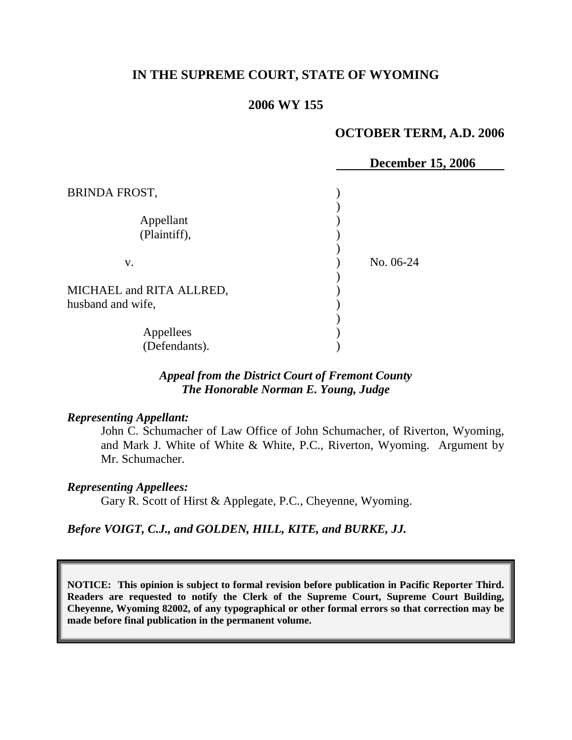**IN THE SUPREME COURT, STATE OF WYOMING**

**2006 WY 155**

**OCTOBER TERM, A.D. 2006**

**December 15, 2006**

BRINDA FROST,

Appellant
(Plaintiff),

v.

MICHAEL and RITA ALLRED,
husband and wife,

Appellees
(Defendants).

No. 06-24

***Appeal from the District Court of Fremont County***
***The Honorable Norman E. Young, Judge***

***Representing Appellant:***

John C. Schumacher of Law Office of John Schumacher, of Riverton, Wyoming, and Mark J. White of White & White, P.C., Riverton, Wyoming. Argument by Mr. Schumacher.

***Representing Appellees:***

Gary R. Scott of Hirst & Applegate, P.C., Cheyenne, Wyoming.

***Before VOIGT, C.J., and GOLDEN, HILL, KITE, and BURKE, JJ.***

**NOTICE: This opinion is subject to formal revision before publication in Pacific Reporter Third. Readers are requested to notify the Clerk of the Supreme Court, Supreme Court Building, Cheyenne, Wyoming 82002, of any typographical or other formal errors so that correction may be made before final publication in the permanent volume.**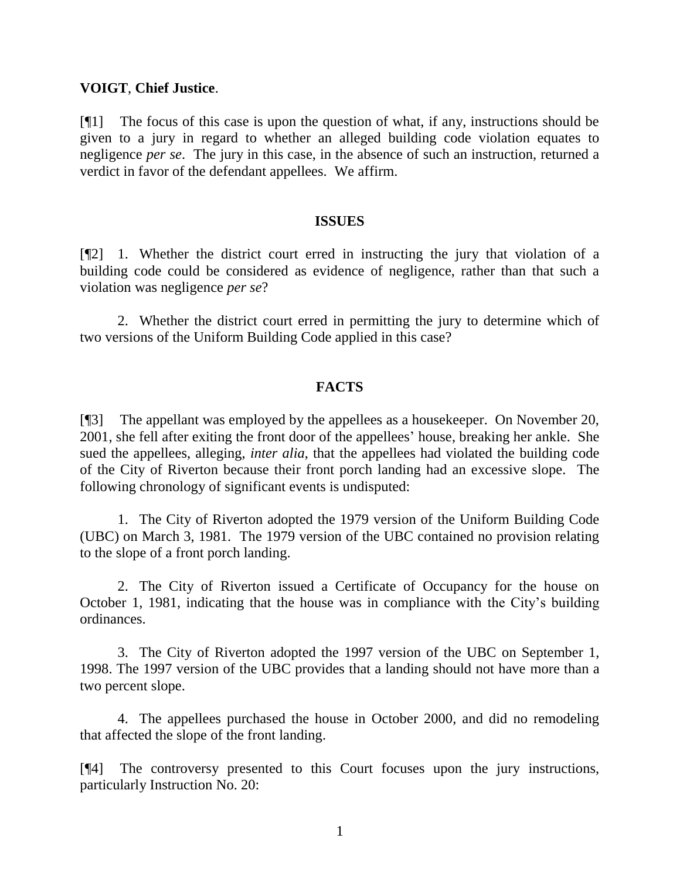**VOIGT**, **Chief Justice**.

[¶1] The focus of this case is upon the question of what, if any, instructions should be given to a jury in regard to whether an alleged building code violation equates to negligence *per se*. The jury in this case, in the absence of such an instruction, returned a verdict in favor of the defendant appellees. We affirm.

## ISSUES

[¶2] 1. Whether the district court erred in instructing the jury that violation of a building code could be considered as evidence of negligence, rather than that such a violation was negligence *per se*?

2. Whether the district court erred in permitting the jury to determine which of two versions of the Uniform Building Code applied in this case?

## FACTS

[¶3] The appellant was employed by the appellees as a housekeeper. On November 20, 2001, she fell after exiting the front door of the appellees' house, breaking her ankle. She sued the appellees, alleging, *inter alia*, that the appellees had violated the building code of the City of Riverton because their front porch landing had an excessive slope. The following chronology of significant events is undisputed:

1. The City of Riverton adopted the 1979 version of the Uniform Building Code (UBC) on March 3, 1981. The 1979 version of the UBC contained no provision relating to the slope of a front porch landing.

2. The City of Riverton issued a Certificate of Occupancy for the house on October 1, 1981, indicating that the house was in compliance with the City's building ordinances.

3. The City of Riverton adopted the 1997 version of the UBC on September 1, 1998. The 1997 version of the UBC provides that a landing should not have more than a two percent slope.

4. The appellees purchased the house in October 2000, and did no remodeling that affected the slope of the front landing.

[¶4] The controversy presented to this Court focuses upon the jury instructions, particularly Instruction No. 20: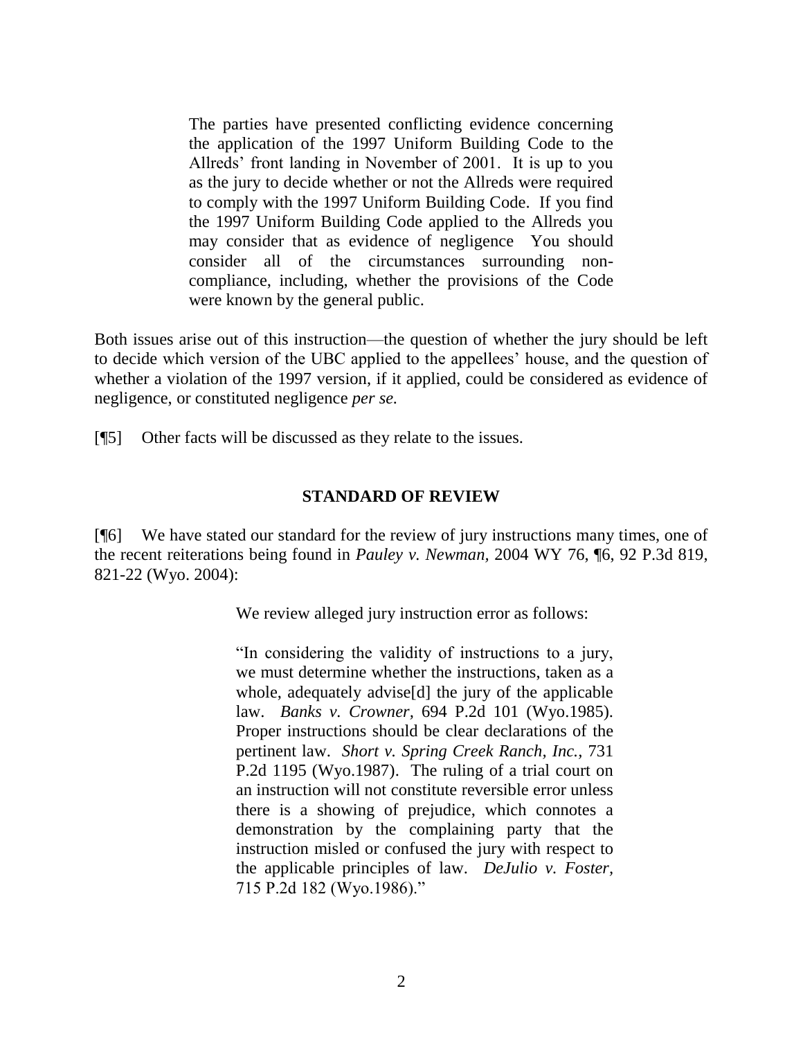> The parties have presented conflicting evidence concerning the application of the 1997 Uniform Building Code to the Allreds' front landing in November of 2001. It is up to you as the jury to decide whether or not the Allreds were required to comply with the 1997 Uniform Building Code. If you find the 1997 Uniform Building Code applied to the Allreds you may consider that as evidence of negligence You should consider all of the circumstances surrounding non-compliance, including, whether the provisions of the Code were known by the general public.

Both issues arise out of this instruction—the question of whether the jury should be left to decide which version of the UBC applied to the appellees' house, and the question of whether a violation of the 1997 version, if it applied, could be considered as evidence of negligence, or constituted negligence *per se.*

[¶5] Other facts will be discussed as they relate to the issues.

## STANDARD OF REVIEW

[¶6] We have stated our standard for the review of jury instructions many times, one of the recent reiterations being found in *Pauley v. Newman*, 2004 WY 76, ¶6, 92 P.3d 819, 821-22 (Wyo. 2004):

> We review alleged jury instruction error as follows:
>
> "In considering the validity of instructions to a jury, we must determine whether the instructions, taken as a whole, adequately advise[d] the jury of the applicable law. *Banks v. Crowner*, 694 P.2d 101 (Wyo.1985). Proper instructions should be clear declarations of the pertinent law. *Short v. Spring Creek Ranch, Inc.*, 731 P.2d 1195 (Wyo.1987). The ruling of a trial court on an instruction will not constitute reversible error unless there is a showing of prejudice, which connotes a demonstration by the complaining party that the instruction misled or confused the jury with respect to the applicable principles of law. *DeJulio v. Foster*, 715 P.2d 182 (Wyo.1986)."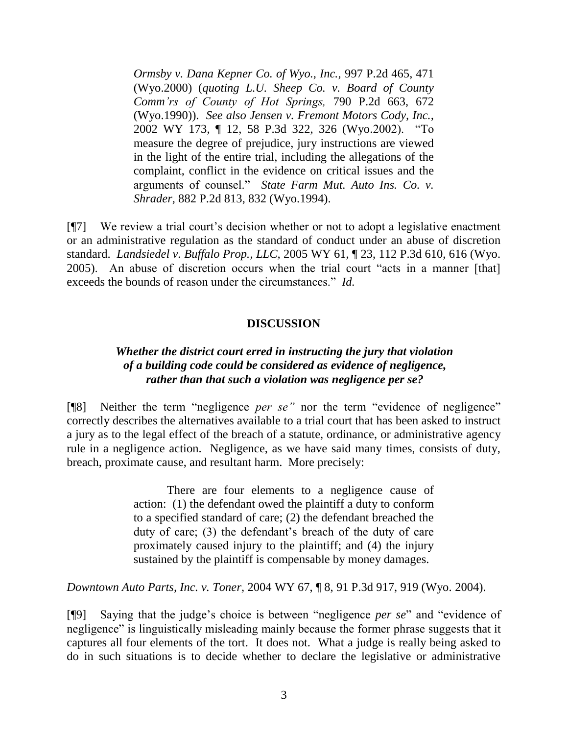> *Ormsby v. Dana Kepner Co. of Wyo., Inc.,* 997 P.2d 465, 471 (Wyo.2000) (*quoting L.U. Sheep Co. v. Board of County Comm'rs of County of Hot Springs,* 790 P.2d 663, 672 (Wyo.1990)). *See also Jensen v. Fremont Motors Cody, Inc.,* 2002 WY 173, ¶ 12, 58 P.3d 322, 326 (Wyo.2002). "To measure the degree of prejudice, jury instructions are viewed in the light of the entire trial, including the allegations of the complaint, conflict in the evidence on critical issues and the arguments of counsel." *State Farm Mut. Auto Ins. Co. v. Shrader,* 882 P.2d 813, 832 (Wyo.1994).

[¶7] We review a trial court's decision whether or not to adopt a legislative enactment or an administrative regulation as the standard of conduct under an abuse of discretion standard. *Landsiedel v. Buffalo Prop., LLC,* 2005 WY 61, ¶ 23, 112 P.3d 610, 616 (Wyo. 2005). An abuse of discretion occurs when the trial court "acts in a manner [that] exceeds the bounds of reason under the circumstances." *Id.*

## DISCUSSION

### *Whether the district court erred in instructing the jury that violation of a building code could be considered as evidence of negligence, rather than that such a violation was negligence per se?*

[¶8] Neither the term "negligence *per se"* nor the term "evidence of negligence" correctly describes the alternatives available to a trial court that has been asked to instruct a jury as to the legal effect of the breach of a statute, ordinance, or administrative agency rule in a negligence action. Negligence, as we have said many times, consists of duty, breach, proximate cause, and resultant harm. More precisely:

> There are four elements to a negligence cause of action: (1) the defendant owed the plaintiff a duty to conform to a specified standard of care; (2) the defendant breached the duty of care; (3) the defendant's breach of the duty of care proximately caused injury to the plaintiff; and (4) the injury sustained by the plaintiff is compensable by money damages.

*Downtown Auto Parts, Inc. v. Toner,* 2004 WY 67, ¶ 8, 91 P.3d 917, 919 (Wyo. 2004).

[¶9] Saying that the judge's choice is between "negligence *per se*" and "evidence of negligence" is linguistically misleading mainly because the former phrase suggests that it captures all four elements of the tort. It does not. What a judge is really being asked to do in such situations is to decide whether to declare the legislative or administrative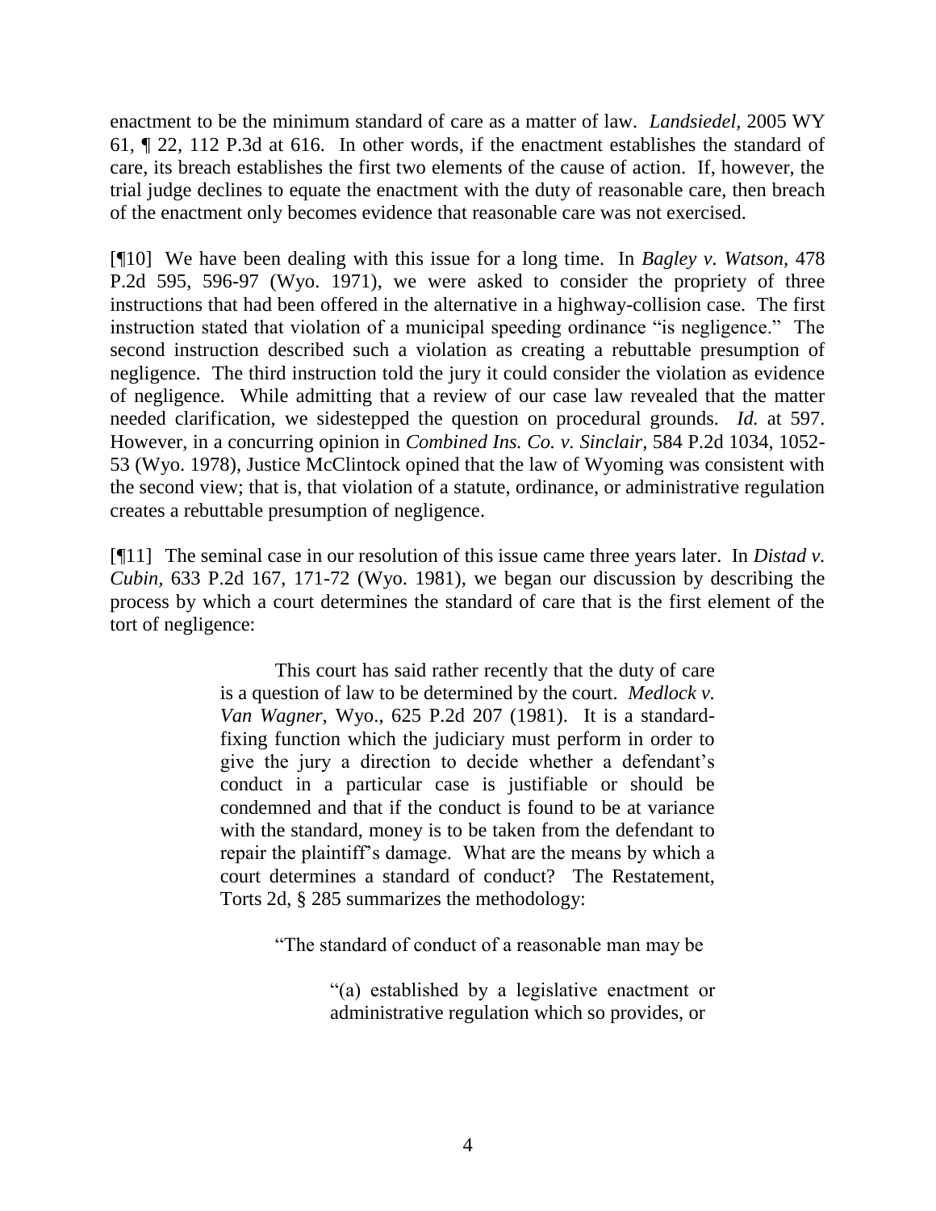enactment to be the minimum standard of care as a matter of law. *Landsiedel*, 2005 WY 61, ¶ 22, 112 P.3d at 616. In other words, if the enactment establishes the standard of care, its breach establishes the first two elements of the cause of action. If, however, the trial judge declines to equate the enactment with the duty of reasonable care, then breach of the enactment only becomes evidence that reasonable care was not exercised.

[¶10] We have been dealing with this issue for a long time. In *Bagley v. Watson*, 478 P.2d 595, 596-97 (Wyo. 1971), we were asked to consider the propriety of three instructions that had been offered in the alternative in a highway-collision case. The first instruction stated that violation of a municipal speeding ordinance "is negligence." The second instruction described such a violation as creating a rebuttable presumption of negligence. The third instruction told the jury it could consider the violation as evidence of negligence. While admitting that a review of our case law revealed that the matter needed clarification, we sidestepped the question on procedural grounds. *Id.* at 597. However, in a concurring opinion in *Combined Ins. Co. v. Sinclair*, 584 P.2d 1034, 1052-53 (Wyo. 1978), Justice McClintock opined that the law of Wyoming was consistent with the second view; that is, that violation of a statute, ordinance, or administrative regulation creates a rebuttable presumption of negligence.

[¶11] The seminal case in our resolution of this issue came three years later. In *Distad v. Cubin*, 633 P.2d 167, 171-72 (Wyo. 1981), we began our discussion by describing the process by which a court determines the standard of care that is the first element of the tort of negligence:

> This court has said rather recently that the duty of care is a question of law to be determined by the court. *Medlock v. Van Wagner*, Wyo., 625 P.2d 207 (1981). It is a standard-fixing function which the judiciary must perform in order to give the jury a direction to decide whether a defendant's conduct in a particular case is justifiable or should be condemned and that if the conduct is found to be at variance with the standard, money is to be taken from the defendant to repair the plaintiff's damage. What are the means by which a court determines a standard of conduct? The Restatement, Torts 2d, § 285 summarizes the methodology:
>
> "The standard of conduct of a reasonable man may be
>
> "(a) established by a legislative enactment or administrative regulation which so provides, or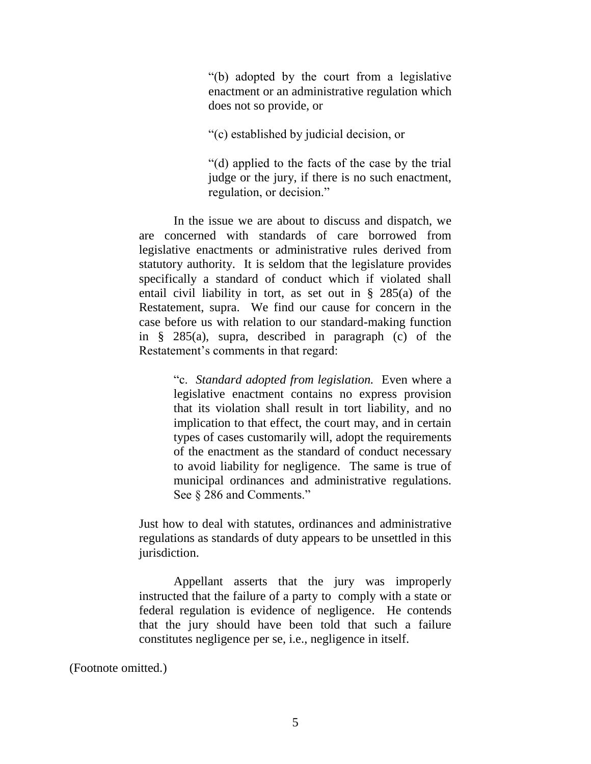> "(b) adopted by the court from a legislative enactment or an administrative regulation which does not so provide, or
>
> "(c) established by judicial decision, or
>
> "(d) applied to the facts of the case by the trial judge or the jury, if there is no such enactment, regulation, or decision."

> In the issue we are about to discuss and dispatch, we are concerned with standards of care borrowed from legislative enactments or administrative rules derived from statutory authority. It is seldom that the legislature provides specifically a standard of conduct which if violated shall entail civil liability in tort, as set out in § 285(a) of the Restatement, supra. We find our cause for concern in the case before us with relation to our standard-making function in § 285(a), supra, described in paragraph (c) of the Restatement's comments in that regard:
>
> > "c. *Standard adopted from legislation.* Even where a legislative enactment contains no express provision that its violation shall result in tort liability, and no implication to that effect, the court may, and in certain types of cases customarily will, adopt the requirements of the enactment as the standard of conduct necessary to avoid liability for negligence. The same is true of municipal ordinances and administrative regulations. See § 286 and Comments."
>
> Just how to deal with statutes, ordinances and administrative regulations as standards of duty appears to be unsettled in this jurisdiction.
>
> Appellant asserts that the jury was improperly instructed that the failure of a party to comply with a state or federal regulation is evidence of negligence. He contends that the jury should have been told that such a failure constitutes negligence per se, i.e., negligence in itself.

(Footnote omitted.)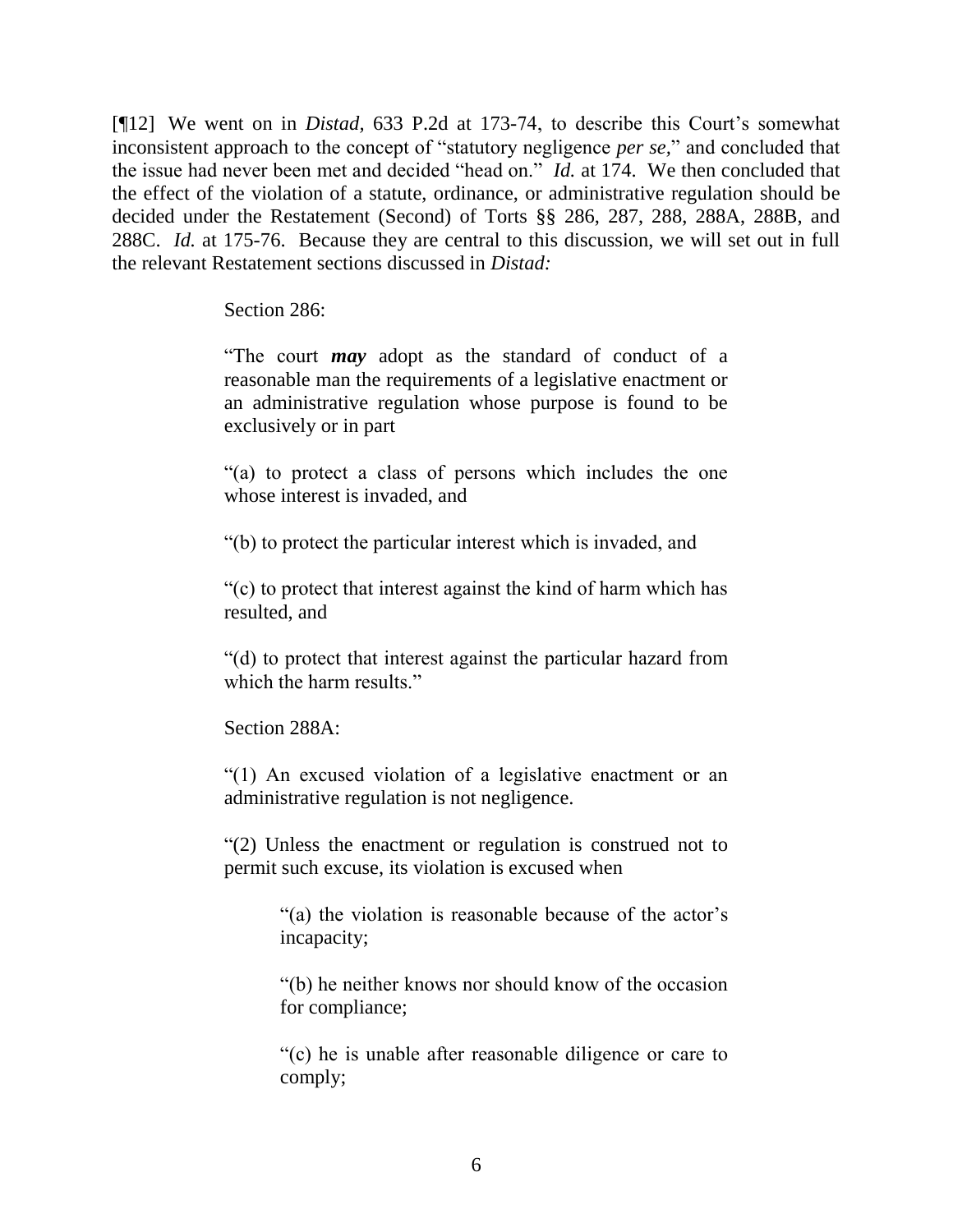[¶12] We went on in *Distad,* 633 P.2d at 173-74, to describe this Court's somewhat inconsistent approach to the concept of "statutory negligence *per se,*" and concluded that the issue had never been met and decided "head on." *Id.* at 174. We then concluded that the effect of the violation of a statute, ordinance, or administrative regulation should be decided under the Restatement (Second) of Torts §§ 286, 287, 288, 288A, 288B, and 288C. *Id.* at 175-76. Because they are central to this discussion, we will set out in full the relevant Restatement sections discussed in *Distad:*

> Section 286:
>
> "The court ***may*** adopt as the standard of conduct of a reasonable man the requirements of a legislative enactment or an administrative regulation whose purpose is found to be exclusively or in part
>
> "(a) to protect a class of persons which includes the one whose interest is invaded, and
>
> "(b) to protect the particular interest which is invaded, and
>
> "(c) to protect that interest against the kind of harm which has resulted, and
>
> "(d) to protect that interest against the particular hazard from which the harm results."
>
> Section 288A:
>
> "(1) An excused violation of a legislative enactment or an administrative regulation is not negligence.
>
> "(2) Unless the enactment or regulation is construed not to permit such excuse, its violation is excused when
>
> > "(a) the violation is reasonable because of the actor's incapacity;
> >
> > "(b) he neither knows nor should know of the occasion for compliance;
> >
> > "(c) he is unable after reasonable diligence or care to comply;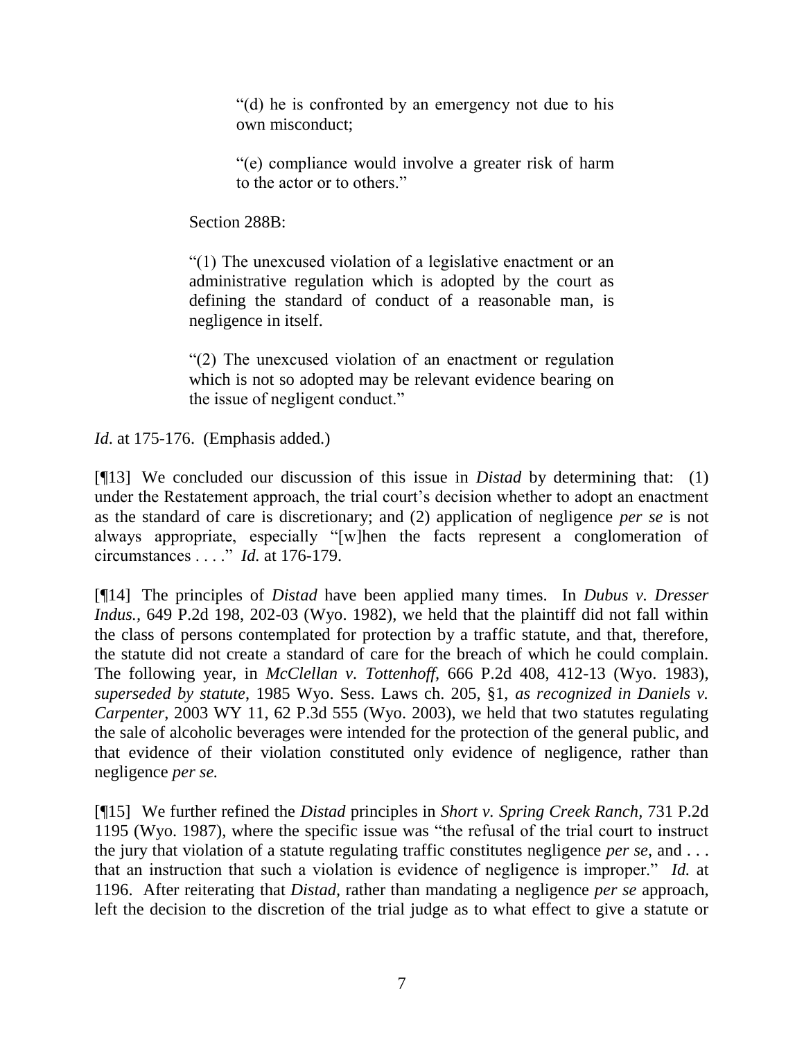> "(d) he is confronted by an emergency not due to his own misconduct;
>
> "(e) compliance would involve a greater risk of harm to the actor or to others."
>
> Section 288B:
>
> "(1) The unexcused violation of a legislative enactment or an administrative regulation which is adopted by the court as defining the standard of conduct of a reasonable man, is negligence in itself.
>
> "(2) The unexcused violation of an enactment or regulation which is not so adopted may be relevant evidence bearing on the issue of negligent conduct."

*Id*. at 175-176. (Emphasis added.)

[¶13] We concluded our discussion of this issue in *Distad* by determining that: (1) under the Restatement approach, the trial court's decision whether to adopt an enactment as the standard of care is discretionary; and (2) application of negligence *per se* is not always appropriate, especially "[w]hen the facts represent a conglomeration of circumstances . . . ." *Id.* at 176-179.

[¶14] The principles of *Distad* have been applied many times. In *Dubus v. Dresser Indus.*, 649 P.2d 198, 202-03 (Wyo. 1982), we held that the plaintiff did not fall within the class of persons contemplated for protection by a traffic statute, and that, therefore, the statute did not create a standard of care for the breach of which he could complain. The following year, in *McClellan v. Tottenhoff*, 666 P.2d 408, 412-13 (Wyo. 1983), *superseded by statute*, 1985 Wyo. Sess. Laws ch. 205, §1, *as recognized in Daniels v. Carpenter*, 2003 WY 11, 62 P.3d 555 (Wyo. 2003), we held that two statutes regulating the sale of alcoholic beverages were intended for the protection of the general public, and that evidence of their violation constituted only evidence of negligence, rather than negligence *per se.*

[¶15] We further refined the *Distad* principles in *Short v. Spring Creek Ranch*, 731 P.2d 1195 (Wyo. 1987), where the specific issue was "the refusal of the trial court to instruct the jury that violation of a statute regulating traffic constitutes negligence *per se*, and . . . that an instruction that such a violation is evidence of negligence is improper." *Id.* at 1196. After reiterating that *Distad,* rather than mandating a negligence *per se* approach, left the decision to the discretion of the trial judge as to what effect to give a statute or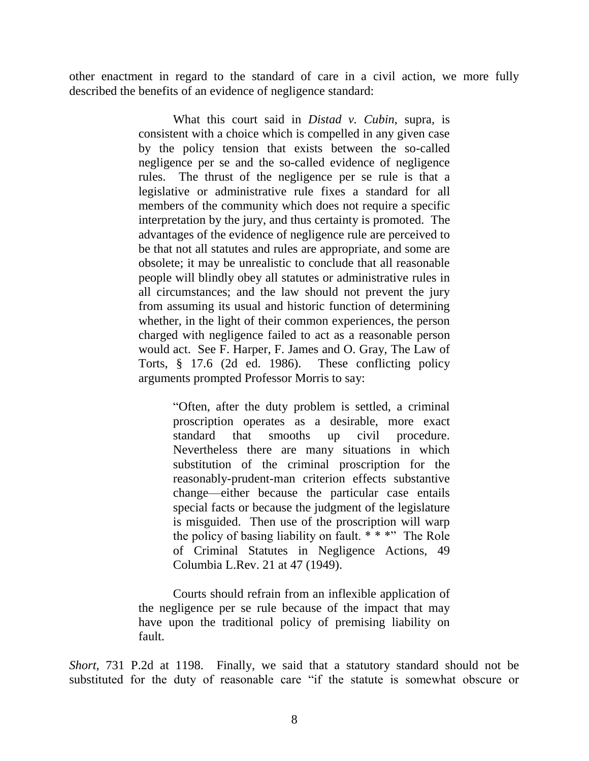other enactment in regard to the standard of care in a civil action, we more fully described the benefits of an evidence of negligence standard:

> What this court said in *Distad v. Cubin*, supra, is consistent with a choice which is compelled in any given case by the policy tension that exists between the so-called negligence per se and the so-called evidence of negligence rules. The thrust of the negligence per se rule is that a legislative or administrative rule fixes a standard for all members of the community which does not require a specific interpretation by the jury, and thus certainty is promoted. The advantages of the evidence of negligence rule are perceived to be that not all statutes and rules are appropriate, and some are obsolete; it may be unrealistic to conclude that all reasonable people will blindly obey all statutes or administrative rules in all circumstances; and the law should not prevent the jury from assuming its usual and historic function of determining whether, in the light of their common experiences, the person charged with negligence failed to act as a reasonable person would act. See F. Harper, F. James and O. Gray, The Law of Torts, § 17.6 (2d ed. 1986). These conflicting policy arguments prompted Professor Morris to say:
>
> > "Often, after the duty problem is settled, a criminal proscription operates as a desirable, more exact standard that smooths up civil procedure. Nevertheless there are many situations in which substitution of the criminal proscription for the reasonably-prudent-man criterion effects substantive change—either because the particular case entails special facts or because the judgment of the legislature is misguided. Then use of the proscription will warp the policy of basing liability on fault. * * *" The Role of Criminal Statutes in Negligence Actions, 49 Columbia L.Rev. 21 at 47 (1949).
>
> Courts should refrain from an inflexible application of the negligence per se rule because of the impact that may have upon the traditional policy of premising liability on fault.

*Short,* 731 P.2d at 1198. Finally, we said that a statutory standard should not be substituted for the duty of reasonable care "if the statute is somewhat obscure or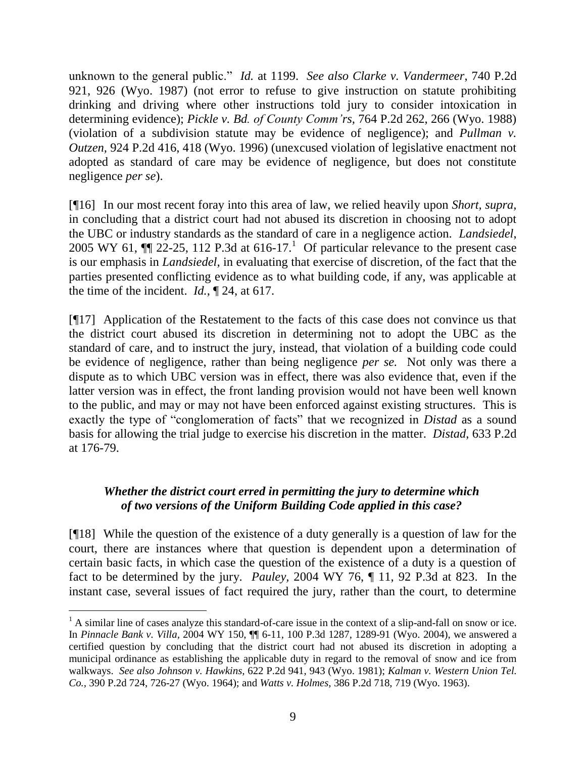unknown to the general public." *Id.* at 1199. *See also Clarke v. Vandermeer*, 740 P.2d 921, 926 (Wyo. 1987) (not error to refuse to give instruction on statute prohibiting drinking and driving where other instructions told jury to consider intoxication in determining evidence); *Pickle v. Bd. of County Comm'rs*, 764 P.2d 262, 266 (Wyo. 1988) (violation of a subdivision statute may be evidence of negligence); and *Pullman v. Outzen*, 924 P.2d 416, 418 (Wyo. 1996) (unexcused violation of legislative enactment not adopted as standard of care may be evidence of negligence, but does not constitute negligence *per se*).

[¶16] In our most recent foray into this area of law, we relied heavily upon *Short, supra*, in concluding that a district court had not abused its discretion in choosing not to adopt the UBC or industry standards as the standard of care in a negligence action. *Landsiedel*, 2005 WY 61, ¶¶ 22-25, 112 P.3d at 616-17.[1] Of particular relevance to the present case is our emphasis in *Landsiedel*, in evaluating that exercise of discretion, of the fact that the parties presented conflicting evidence as to what building code, if any, was applicable at the time of the incident. *Id.*, ¶ 24, at 617.

[¶17] Application of the Restatement to the facts of this case does not convince us that the district court abused its discretion in determining not to adopt the UBC as the standard of care, and to instruct the jury, instead, that violation of a building code could be evidence of negligence, rather than being negligence *per se.* Not only was there a dispute as to which UBC version was in effect, there was also evidence that, even if the latter version was in effect, the front landing provision would not have been well known to the public, and may or may not have been enforced against existing structures. This is exactly the type of "conglomeration of facts" that we recognized in *Distad* as a sound basis for allowing the trial judge to exercise his discretion in the matter. *Distad*, 633 P.2d at 176-79.

### *Whether the district court erred in permitting the jury to determine which of two versions of the Uniform Building Code applied in this case?*

[¶18] While the question of the existence of a duty generally is a question of law for the court, there are instances where that question is dependent upon a determination of certain basic facts, in which case the question of the existence of a duty is a question of fact to be determined by the jury. *Pauley*, 2004 WY 76, ¶ 11, 92 P.3d at 823. In the instant case, several issues of fact required the jury, rather than the court, to determine

---

[1] A similar line of cases analyze this standard-of-care issue in the context of a slip-and-fall on snow or ice. In *Pinnacle Bank v. Villa*, 2004 WY 150, ¶¶ 6-11, 100 P.3d 1287, 1289-91 (Wyo. 2004), we answered a certified question by concluding that the district court had not abused its discretion in adopting a municipal ordinance as establishing the applicable duty in regard to the removal of snow and ice from walkways. *See also Johnson v. Hawkins*, 622 P.2d 941, 943 (Wyo. 1981); *Kalman v. Western Union Tel. Co.*, 390 P.2d 724, 726-27 (Wyo. 1964); and *Watts v. Holmes*, 386 P.2d 718, 719 (Wyo. 1963).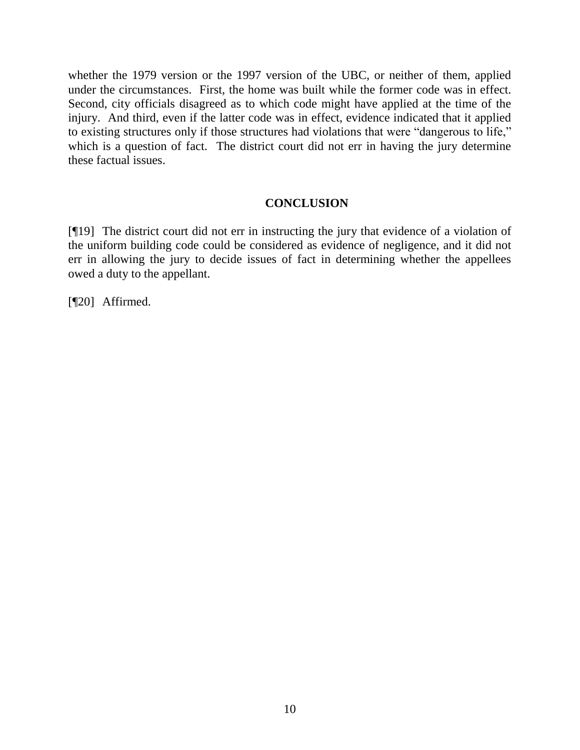whether the 1979 version or the 1997 version of the UBC, or neither of them, applied under the circumstances. First, the home was built while the former code was in effect. Second, city officials disagreed as to which code might have applied at the time of the injury. And third, even if the latter code was in effect, evidence indicated that it applied to existing structures only if those structures had violations that were "dangerous to life," which is a question of fact. The district court did not err in having the jury determine these factual issues.

## CONCLUSION

[¶19] The district court did not err in instructing the jury that evidence of a violation of the uniform building code could be considered as evidence of negligence, and it did not err in allowing the jury to decide issues of fact in determining whether the appellees owed a duty to the appellant.

[¶20] Affirmed.